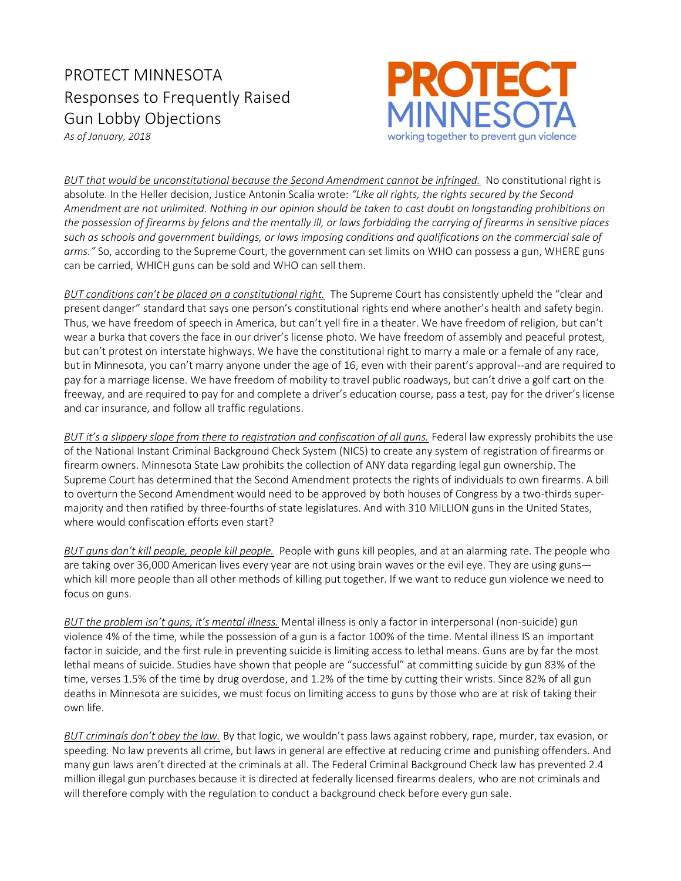# PROTECT MINNESOTA Responses to Frequently Raised Gun Lobby Objections

*As of January, 2018*

PROTECT MINNESOTA
working together to prevent gun violence

*BUT that would be unconstitutional because the Second Amendment cannot be infringed.* No constitutional right is absolute. In the Heller decision, Justice Antonin Scalia wrote: *"Like all rights, the rights secured by the Second Amendment are not unlimited. Nothing in our opinion should be taken to cast doubt on longstanding prohibitions on the possession of firearms by felons and the mentally ill, or laws forbidding the carrying of firearms in sensitive places such as schools and government buildings, or laws imposing conditions and qualifications on the commercial sale of arms."* So, according to the Supreme Court, the government can set limits on WHO can possess a gun, WHERE guns can be carried, WHICH guns can be sold and WHO can sell them.

*BUT conditions can't be placed on a constitutional right.* The Supreme Court has consistently upheld the "clear and present danger" standard that says one person's constitutional rights end where another's health and safety begin. Thus, we have freedom of speech in America, but can't yell fire in a theater. We have freedom of religion, but can't wear a burka that covers the face in our driver's license photo. We have freedom of assembly and peaceful protest, but can't protest on interstate highways. We have the constitutional right to marry a male or a female of any race, but in Minnesota, you can't marry anyone under the age of 16, even with their parent's approval--and are required to pay for a marriage license. We have freedom of mobility to travel public roadways, but can't drive a golf cart on the freeway, and are required to pay for and complete a driver's education course, pass a test, pay for the driver's license and car insurance, and follow all traffic regulations.

*BUT it's a slippery slope from there to registration and confiscation of all guns.* Federal law expressly prohibits the use of the National Instant Criminal Background Check System (NICS) to create any system of registration of firearms or firearm owners. Minnesota State Law prohibits the collection of ANY data regarding legal gun ownership. The Supreme Court has determined that the Second Amendment protects the rights of individuals to own firearms. A bill to overturn the Second Amendment would need to be approved by both houses of Congress by a two-thirds super-majority and then ratified by three-fourths of state legislatures. And with 310 MILLION guns in the United States, where would confiscation efforts even start?

*BUT guns don't kill people, people kill people.* People with guns kill peoples, and at an alarming rate. The people who are taking over 36,000 American lives every year are not using brain waves or the evil eye. They are using guns—which kill more people than all other methods of killing put together. If we want to reduce gun violence we need to focus on guns.

*BUT the problem isn't guns, it's mental illness.* Mental illness is only a factor in interpersonal (non-suicide) gun violence 4% of the time, while the possession of a gun is a factor 100% of the time. Mental illness IS an important factor in suicide, and the first rule in preventing suicide is limiting access to lethal means. Guns are by far the most lethal means of suicide. Studies have shown that people are "successful" at committing suicide by gun 83% of the time, verses 1.5% of the time by drug overdose, and 1.2% of the time by cutting their wrists. Since 82% of all gun deaths in Minnesota are suicides, we must focus on limiting access to guns by those who are at risk of taking their own life.

*BUT criminals don't obey the law.* By that logic, we wouldn't pass laws against robbery, rape, murder, tax evasion, or speeding. No law prevents all crime, but laws in general are effective at reducing crime and punishing offenders. And many gun laws aren't directed at the criminals at all. The Federal Criminal Background Check law has prevented 2.4 million illegal gun purchases because it is directed at federally licensed firearms dealers, who are not criminals and will therefore comply with the regulation to conduct a background check before every gun sale.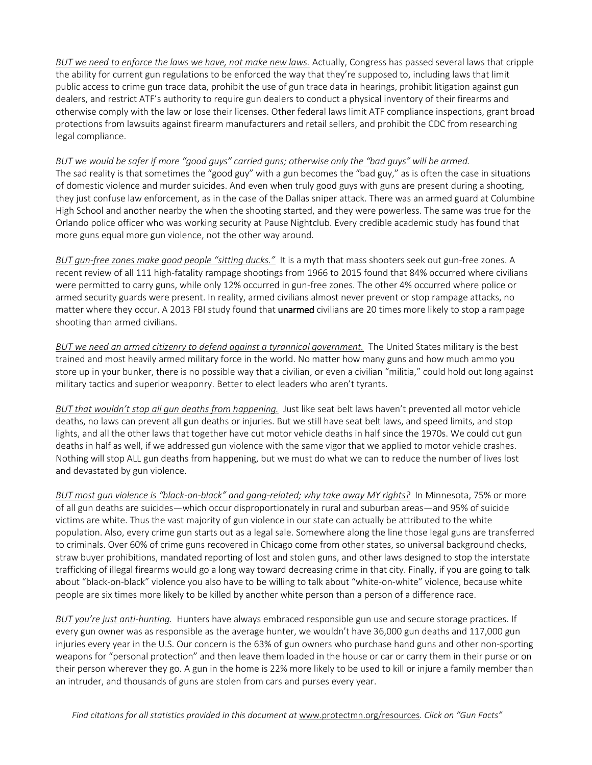*BUT we need to enforce the laws we have, not make new laws.* Actually, Congress has passed several laws that cripple the ability for current gun regulations to be enforced the way that they're supposed to, including laws that limit public access to crime gun trace data, prohibit the use of gun trace data in hearings, prohibit litigation against gun dealers, and restrict ATF's authority to require gun dealers to conduct a physical inventory of their firearms and otherwise comply with the law or lose their licenses. Other federal laws limit ATF compliance inspections, grant broad protections from lawsuits against firearm manufacturers and retail sellers, and prohibit the CDC from researching legal compliance.

*BUT we would be safer if more "good guys" carried guns; otherwise only the "bad guys" will be armed.*
The sad reality is that sometimes the "good guy" with a gun becomes the "bad guy," as is often the case in situations of domestic violence and murder suicides. And even when truly good guys with guns are present during a shooting, they just confuse law enforcement, as in the case of the Dallas sniper attack. There was an armed guard at Columbine High School and another nearby the when the shooting started, and they were powerless. The same was true for the Orlando police officer who was working security at Pause Nightclub. Every credible academic study has found that more guns equal more gun violence, not the other way around.

*BUT gun-free zones make good people "sitting ducks."* It is a myth that mass shooters seek out gun-free zones. A recent review of all 111 high-fatality rampage shootings from 1966 to 2015 found that 84% occurred where civilians were permitted to carry guns, while only 12% occurred in gun-free zones. The other 4% occurred where police or armed security guards were present. In reality, armed civilians almost never prevent or stop rampage attacks, no matter where they occur. A 2013 FBI study found that **unarmed** civilians are 20 times more likely to stop a rampage shooting than armed civilians.

*BUT we need an armed citizenry to defend against a tyrannical government.* The United States military is the best trained and most heavily armed military force in the world. No matter how many guns and how much ammo you store up in your bunker, there is no possible way that a civilian, or even a civilian "militia," could hold out long against military tactics and superior weaponry. Better to elect leaders who aren't tyrants.

*BUT that wouldn't stop all gun deaths from happening.* Just like seat belt laws haven't prevented all motor vehicle deaths, no laws can prevent all gun deaths or injuries. But we still have seat belt laws, and speed limits, and stop lights, and all the other laws that together have cut motor vehicle deaths in half since the 1970s. We could cut gun deaths in half as well, if we addressed gun violence with the same vigor that we applied to motor vehicle crashes. Nothing will stop ALL gun deaths from happening, but we must do what we can to reduce the number of lives lost and devastated by gun violence.

*BUT most gun violence is "black-on-black" and gang-related; why take away MY rights?* In Minnesota, 75% or more of all gun deaths are suicides—which occur disproportionately in rural and suburban areas—and 95% of suicide victims are white. Thus the vast majority of gun violence in our state can actually be attributed to the white population. Also, every crime gun starts out as a legal sale. Somewhere along the line those legal guns are transferred to criminals. Over 60% of crime guns recovered in Chicago come from other states, so universal background checks, straw buyer prohibitions, mandated reporting of lost and stolen guns, and other laws designed to stop the interstate trafficking of illegal firearms would go a long way toward decreasing crime in that city. Finally, if you are going to talk about "black-on-black" violence you also have to be willing to talk about "white-on-white" violence, because white people are six times more likely to be killed by another white person than a person of a difference race.

*BUT you're just anti-hunting.* Hunters have always embraced responsible gun use and secure storage practices. If every gun owner was as responsible as the average hunter, we wouldn't have 36,000 gun deaths and 117,000 gun injuries every year in the U.S. Our concern is the 63% of gun owners who purchase hand guns and other non-sporting weapons for "personal protection" and then leave them loaded in the house or car or carry them in their purse or on their person wherever they go. A gun in the home is 22% more likely to be used to kill or injure a family member than an intruder, and thousands of guns are stolen from cars and purses every year.

*Find citations for all statistics provided in this document at* www.protectmn.org/resources*. Click on "Gun Facts"*